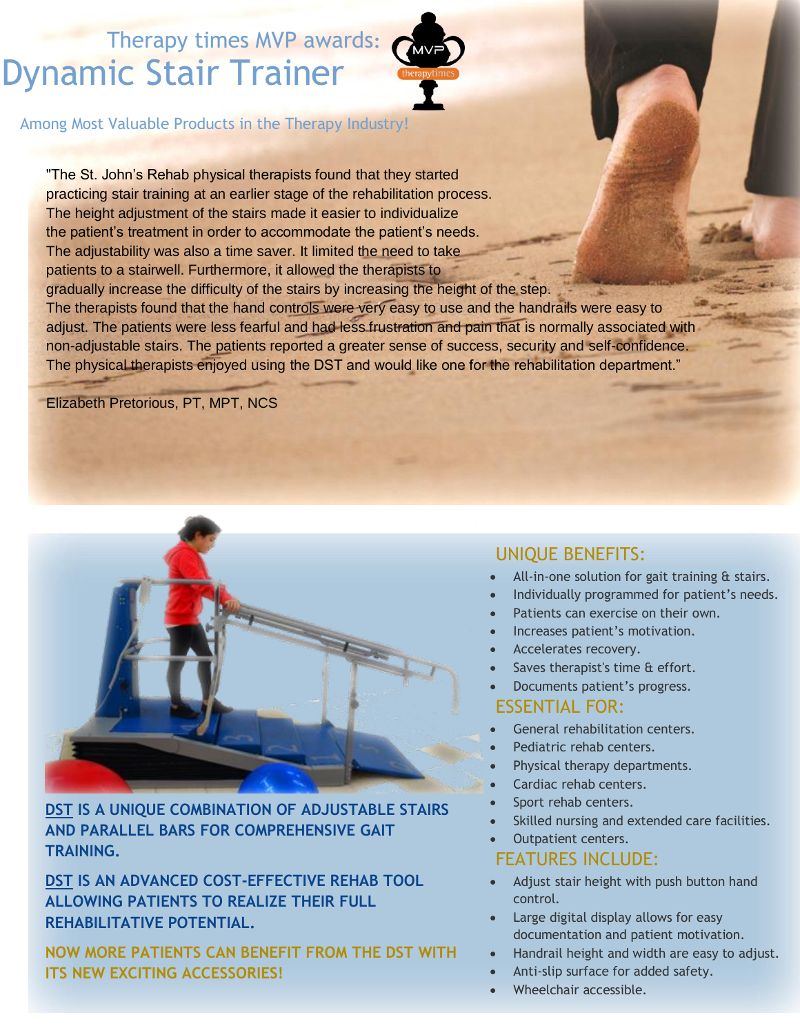## Therapy times MVP awards:

# Dynamic Stair Trainer

MVP therapytimes

Among Most Valuable Products in the Therapy Industry!

"The St. John's Rehab physical therapists found that they started practicing stair training at an earlier stage of the rehabilitation process. The height adjustment of the stairs made it easier to individualize the patient's treatment in order to accommodate the patient's needs. The adjustability was also a time saver. It limited the need to take patients to a stairwell. Furthermore, it allowed the therapists to gradually increase the difficulty of the stairs by increasing the height of the step. The therapists found that the hand controls were very easy to use and the handrails were easy to adjust. The patients were less fearful and had less frustration and pain that is normally associated with non-adjustable stairs. The patients reported a greater sense of success, security and self-confidence. The physical therapists enjoyed using the DST and would like one for the rehabilitation department."

Elizabeth Pretorious, PT, MPT, NCS

**DST IS A UNIQUE COMBINATION OF ADJUSTABLE STAIRS AND PARALLEL BARS FOR COMPREHENSIVE GAIT TRAINING.**

**DST IS AN ADVANCED COST-EFFECTIVE REHAB TOOL ALLOWING PATIENTS TO REALIZE THEIR FULL REHABILITATIVE POTENTIAL.**

**NOW MORE PATIENTS CAN BENEFIT FROM THE DST WITH ITS NEW EXCITING ACCESSORIES!**

## UNIQUE BENEFITS:

- All-in-one solution for gait training & stairs.
- Individually programmed for patient's needs.
- Patients can exercise on their own.
- Increases patient's motivation.
- Accelerates recovery.
- Saves therapist's time & effort.
- Documents patient's progress.

## ESSENTIAL FOR:

- General rehabilitation centers.
- Pediatric rehab centers.
- Physical therapy departments.
- Cardiac rehab centers.
- Sport rehab centers.
- Skilled nursing and extended care facilities.
- Outpatient centers.

## FEATURES INCLUDE:

- Adjust stair height with push button hand control.
- Large digital display allows for easy documentation and patient motivation.
- Handrail height and width are easy to adjust.
- Anti-slip surface for added safety.
- Wheelchair accessible.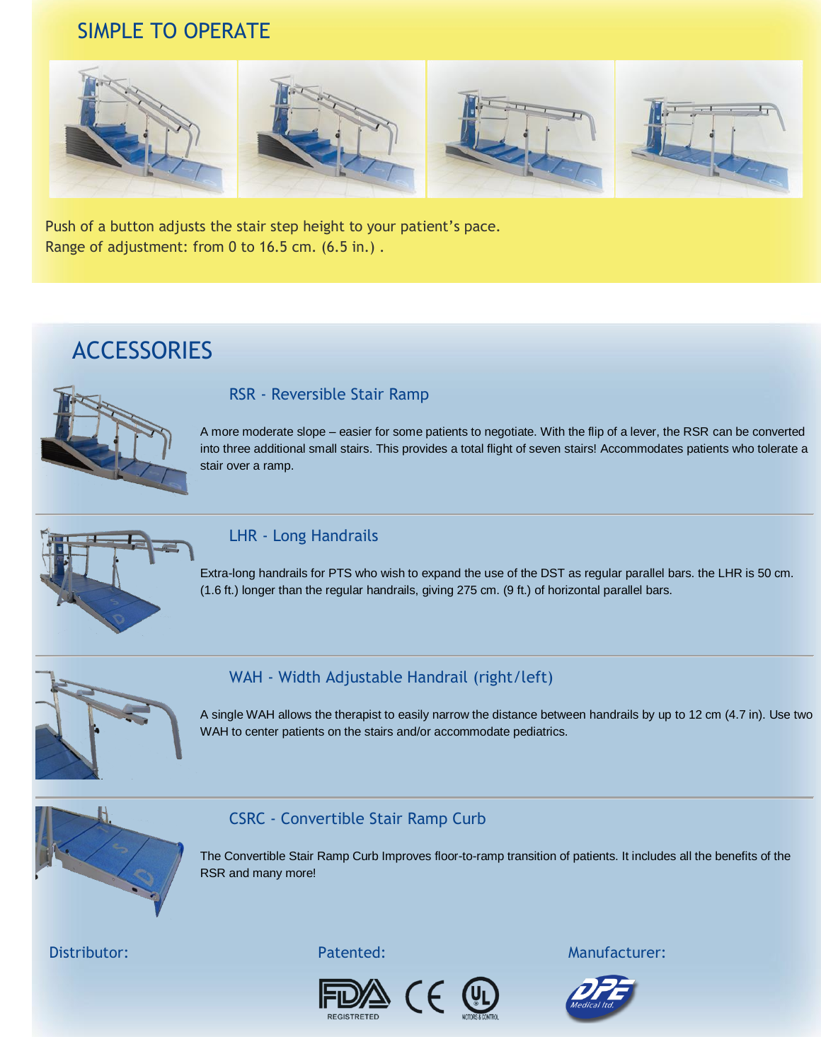## SIMPLE TO OPERATE

Push of a button adjusts the stair step height to your patient's pace.
Range of adjustment: from 0 to 16.5 cm. (6.5 in.) .

## ACCESSORIES

### RSR - Reversible Stair Ramp

A more moderate slope – easier for some patients to negotiate. With the flip of a lever, the RSR can be converted into three additional small stairs. This provides a total flight of seven stairs! Accommodates patients who tolerate a stair over a ramp.

### LHR - Long Handrails

Extra-long handrails for PTS who wish to expand the use of the DST as regular parallel bars. the LHR is 50 cm. (1.6 ft.) longer than the regular handrails, giving 275 cm. (9 ft.) of horizontal parallel bars.

### WAH - Width Adjustable Handrail (right/left)

A single WAH allows the therapist to easily narrow the distance between handrails by up to 12 cm (4.7 in). Use two WAH to center patients on the stairs and/or accommodate pediatrics.

### CSRC - Convertible Stair Ramp Curb

The Convertible Stair Ramp Curb Improves floor-to-ramp transition of patients. It includes all the benefits of the RSR and many more!

Distributor:

Patented:

FDA REGISTRETED CE UL MOTORS & CONTROL

Manufacturer:

DPE Medical ltd.